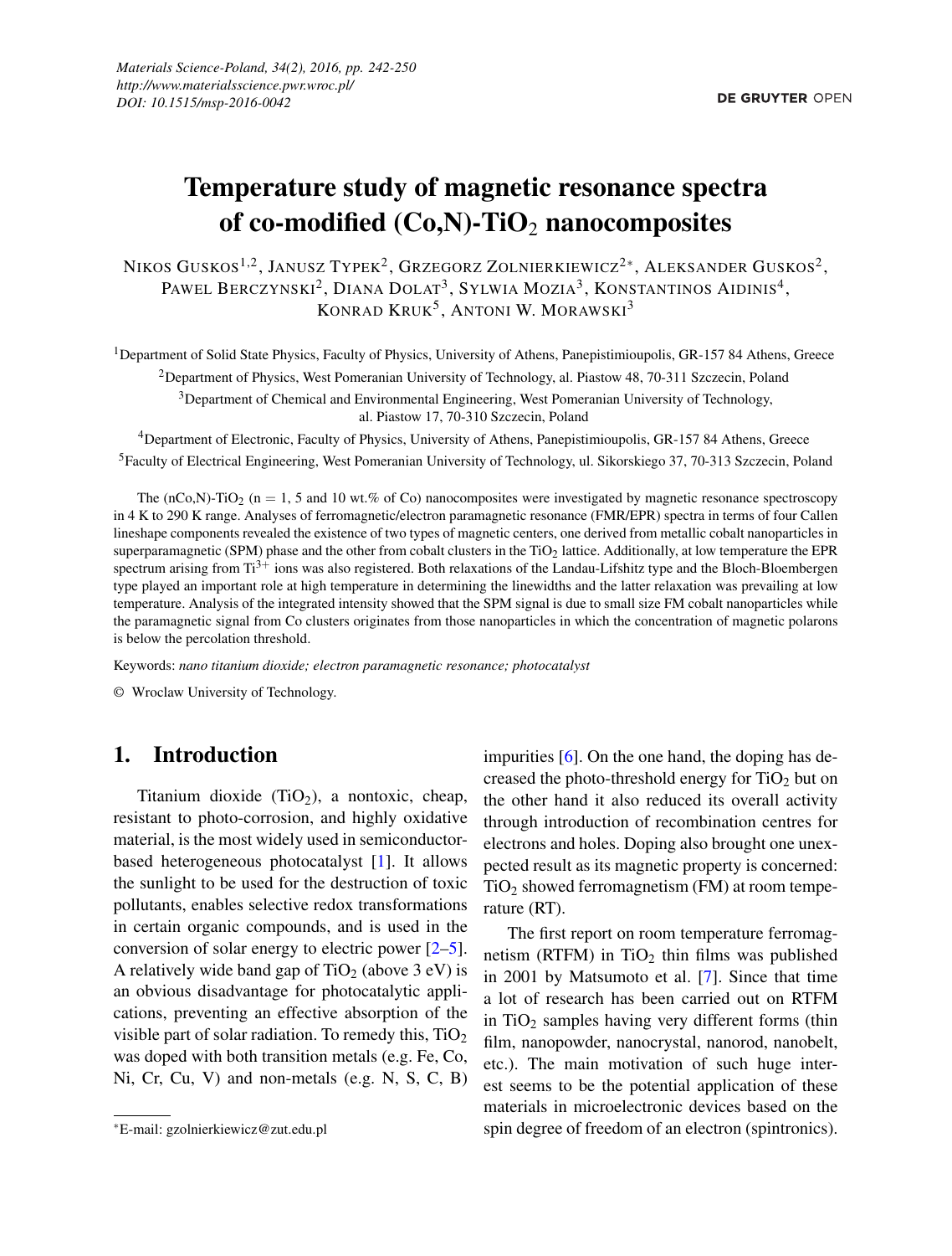Materials Science-Poland, 34(2), 2016, pp. 242-250
http://www.materialsscience.pwr.wroc.pl/
DOI: 10.1515/msp-2016-0042

DE GRUYTER OPEN

# Temperature study of magnetic resonance spectra of co-modified (Co,N)-$TiO_2$ nanocomposites

Nikos Guskos[1,2], Janusz Typek[2], Grzegorz Zolnierkiewicz[2*], Aleksander Guskos[2], Pawel Berczynski[2], Diana Dolat[3], Sylwia Mozia[3], Konstantinos Aidinis[4], Konrad Kruk[5], Antoni W. Morawski[3]

[1]Department of Solid State Physics, Faculty of Physics, University of Athens, Panepistimioupolis, GR-157 84 Athens, Greece

[2]Department of Physics, West Pomeranian University of Technology, al. Piastow 48, 70-311 Szczecin, Poland

[3]Department of Chemical and Environmental Engineering, West Pomeranian University of Technology, al. Piastow 17, 70-310 Szczecin, Poland

[4]Department of Electronic, Faculty of Physics, University of Athens, Panepistimioupolis, GR-157 84 Athens, Greece

[5]Faculty of Electrical Engineering, West Pomeranian University of Technology, ul. Sikorskiego 37, 70-313 Szczecin, Poland

The (nCo,N)-$TiO_2$ (n = 1, 5 and 10 wt.% of Co) nanocomposites were investigated by magnetic resonance spectroscopy in 4 K to 290 K range. Analyses of ferromagnetic/electron paramagnetic resonance (FMR/EPR) spectra in terms of four Callen lineshape components revealed the existence of two types of magnetic centers, one derived from metallic cobalt nanoparticles in superparamagnetic (SPM) phase and the other from cobalt clusters in the $TiO_2$ lattice. Additionally, at low temperature the EPR spectrum arising from $Ti^{3+}$ ions was also registered. Both relaxations of the Landau-Lifshitz type and the Bloch-Bloembergen type played an important role at high temperature in determining the linewidths and the latter relaxation was prevailing at low temperature. Analysis of the integrated intensity showed that the SPM signal is due to small size FM cobalt nanoparticles while the paramagnetic signal from Co clusters originates from those nanoparticles in which the concentration of magnetic polarons is below the percolation threshold.

Keywords: *nano titanium dioxide; electron paramagnetic resonance; photocatalyst*

© Wroclaw University of Technology.

## 1. Introduction

Titanium dioxide ($TiO_2$), a nontoxic, cheap, resistant to photo-corrosion, and highly oxidative material, is the most widely used in semiconductor-based heterogeneous photocatalyst [1]. It allows the sunlight to be used for the destruction of toxic pollutants, enables selective redox transformations in certain organic compounds, and is used in the conversion of solar energy to electric power [2–5]. A relatively wide band gap of $TiO_2$ (above 3 eV) is an obvious disadvantage for photocatalytic applications, preventing an effective absorption of the visible part of solar radiation. To remedy this, $TiO_2$ was doped with both transition metals (e.g. Fe, Co, Ni, Cr, Cu, V) and non-metals (e.g. N, S, C, B) impurities [6]. On the one hand, the doping has decreased the photo-threshold energy for $TiO_2$ but on the other hand it also reduced its overall activity through introduction of recombination centres for electrons and holes. Doping also brought one unexpected result as its magnetic property is concerned: $TiO_2$ showed ferromagnetism (FM) at room temperature (RT).

The first report on room temperature ferromagnetism (RTFM) in $TiO_2$ thin films was published in 2001 by Matsumoto et al. [7]. Since that time a lot of research has been carried out on RTFM in $TiO_2$ samples having very different forms (thin film, nanopowder, nanocrystal, nanorod, nanobelt, etc.). The main motivation of such huge interest seems to be the potential application of these materials in microelectronic devices based on the spin degree of freedom of an electron (spintronics).

*E-mail: gzolnierkiewicz@zut.edu.pl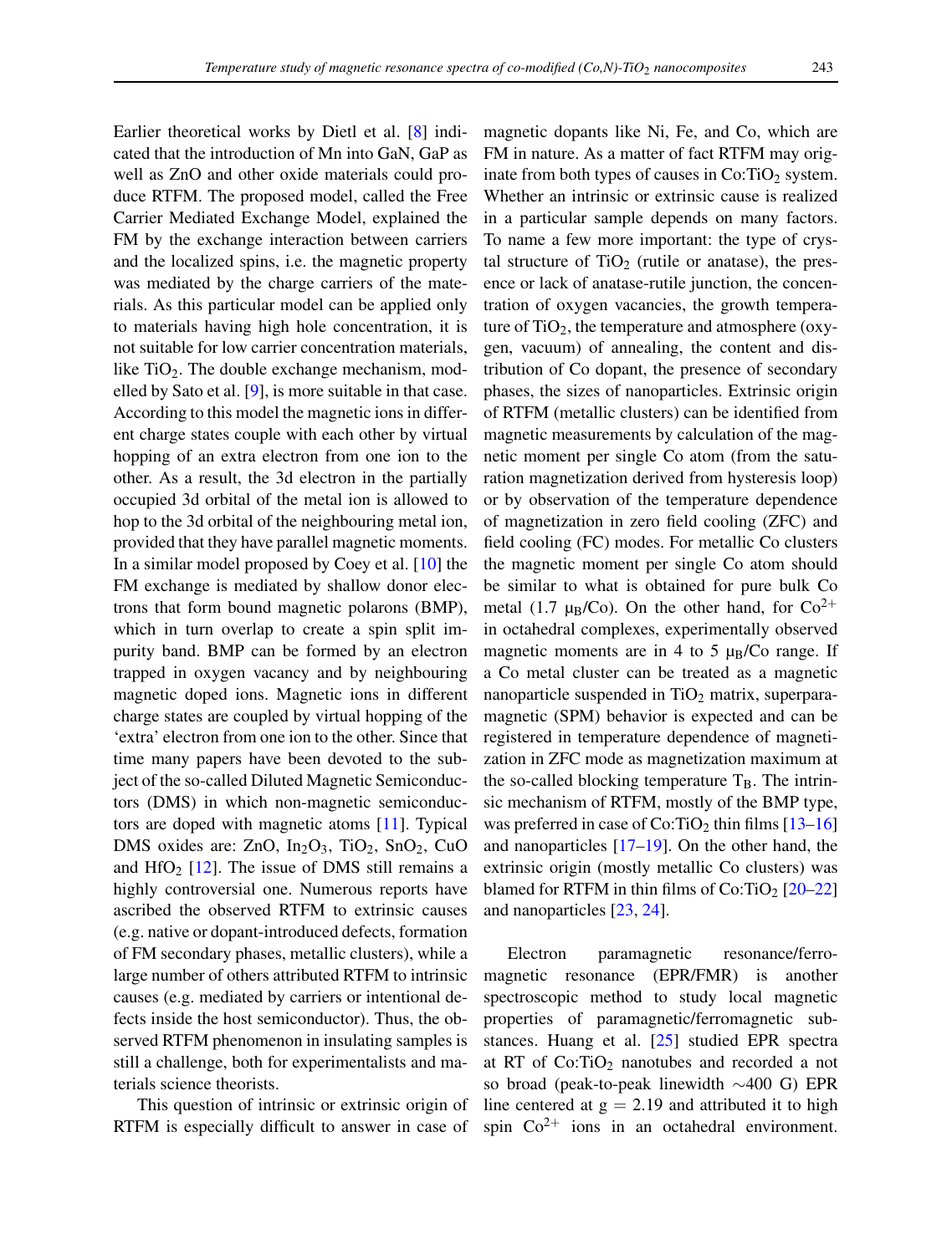Earlier theoretical works by Dietl et al. [8] indicated that the introduction of Mn into GaN, GaP as well as ZnO and other oxide materials could produce RTFM. The proposed model, called the Free Carrier Mediated Exchange Model, explained the FM by the exchange interaction between carriers and the localized spins, i.e. the magnetic property was mediated by the charge carriers of the materials. As this particular model can be applied only to materials having high hole concentration, it is not suitable for low carrier concentration materials, like $TiO_2$. The double exchange mechanism, modelled by Sato et al. [9], is more suitable in that case. According to this model the magnetic ions in different charge states couple with each other by virtual hopping of an extra electron from one ion to the other. As a result, the 3d electron in the partially occupied 3d orbital of the metal ion is allowed to hop to the 3d orbital of the neighbouring metal ion, provided that they have parallel magnetic moments. In a similar model proposed by Coey et al. [10] the FM exchange is mediated by shallow donor electrons that form bound magnetic polarons (BMP), which in turn overlap to create a spin split impurity band. BMP can be formed by an electron trapped in oxygen vacancy and by neighbouring magnetic doped ions. Magnetic ions in different charge states are coupled by virtual hopping of the 'extra' electron from one ion to the other. Since that time many papers have been devoted to the subject of the so-called Diluted Magnetic Semiconductors (DMS) in which non-magnetic semiconductors are doped with magnetic atoms [11]. Typical DMS oxides are: ZnO, $In_2O_3$, $TiO_2$, $SnO_2$, CuO and $HfO_2$ [12]. The issue of DMS still remains a highly controversial one. Numerous reports have ascribed the observed RTFM to extrinsic causes (e.g. native or dopant-introduced defects, formation of FM secondary phases, metallic clusters), while a large number of others attributed RTFM to intrinsic causes (e.g. mediated by carriers or intentional defects inside the host semiconductor). Thus, the observed RTFM phenomenon in insulating samples is still a challenge, both for experimentalists and materials science theorists.

This question of intrinsic or extrinsic origin of RTFM is especially difficult to answer in case of magnetic dopants like Ni, Fe, and Co, which are FM in nature. As a matter of fact RTFM may originate from both types of causes in Co:$TiO_2$ system. Whether an intrinsic or extrinsic cause is realized in a particular sample depends on many factors. To name a few more important: the type of crystal structure of $TiO_2$ (rutile or anatase), the presence or lack of anatase-rutile junction, the concentration of oxygen vacancies, the growth temperature of $TiO_2$, the temperature and atmosphere (oxygen, vacuum) of annealing, the content and distribution of Co dopant, the presence of secondary phases, the sizes of nanoparticles. Extrinsic origin of RTFM (metallic clusters) can be identified from magnetic measurements by calculation of the magnetic moment per single Co atom (from the saturation magnetization derived from hysteresis loop) or by observation of the temperature dependence of magnetization in zero field cooling (ZFC) and field cooling (FC) modes. For metallic Co clusters the magnetic moment per single Co atom should be similar to what is obtained for pure bulk Co metal (1.7 $\mu_B$/Co). On the other hand, for $Co^{2+}$ in octahedral complexes, experimentally observed magnetic moments are in 4 to 5 $\mu_B$/Co range. If a Co metal cluster can be treated as a magnetic nanoparticle suspended in $TiO_2$ matrix, superparamagnetic (SPM) behavior is expected and can be registered in temperature dependence of magnetization in ZFC mode as magnetization maximum at the so-called blocking temperature $T_B$. The intrinsic mechanism of RTFM, mostly of the BMP type, was preferred in case of Co:$TiO_2$ thin films [13–16] and nanoparticles [17–19]. On the other hand, the extrinsic origin (mostly metallic Co clusters) was blamed for RTFM in thin films of Co:$TiO_2$ [20–22] and nanoparticles [23, 24].

Electron paramagnetic resonance/ferromagnetic resonance (EPR/FMR) is another spectroscopic method to study local magnetic properties of paramagnetic/ferromagnetic substances. Huang et al. [25] studied EPR spectra at RT of Co:$TiO_2$ nanotubes and recorded a not so broad (peak-to-peak linewidth ∼400 G) EPR line centered at $g = 2.19$ and attributed it to high spin $Co^{2+}$ ions in an octahedral environment.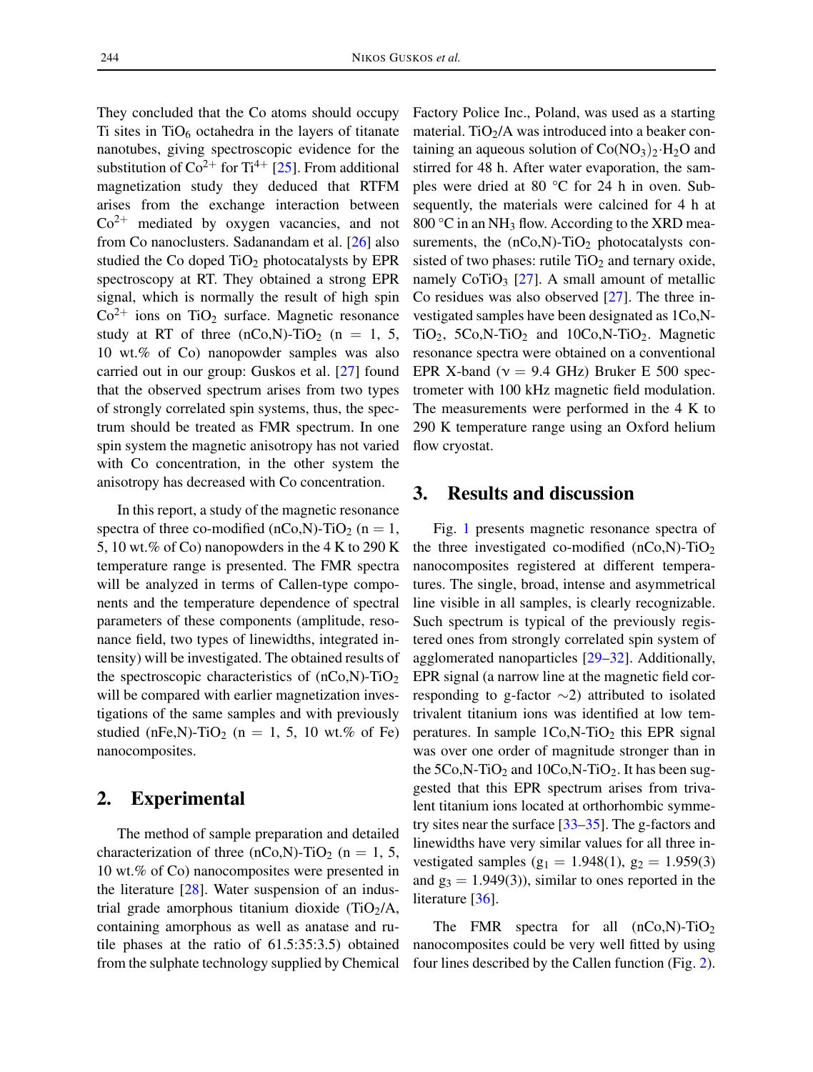They concluded that the Co atoms should occupy Ti sites in $TiO_6$ octahedra in the layers of titanate nanotubes, giving spectroscopic evidence for the substitution of $Co^{2+}$ for $Ti^{4+}$ [25]. From additional magnetization study they deduced that RTFM arises from the exchange interaction between $Co^{2+}$ mediated by oxygen vacancies, and not from Co nanoclusters. Sadanandam et al. [26] also studied the Co doped $TiO_2$ photocatalysts by EPR spectroscopy at RT. They obtained a strong EPR signal, which is normally the result of high spin $Co^{2+}$ ions on $TiO_2$ surface. Magnetic resonance study at RT of three (nCo,N)-$TiO_2$ (n = 1, 5, 10 wt.% of Co) nanopowder samples was also carried out in our group: Guskos et al. [27] found that the observed spectrum arises from two types of strongly correlated spin systems, thus, the spectrum should be treated as FMR spectrum. In one spin system the magnetic anisotropy has not varied with Co concentration, in the other system the anisotropy has decreased with Co concentration.

In this report, a study of the magnetic resonance spectra of three co-modified (nCo,N)-$TiO_2$ (n = 1, 5, 10 wt.% of Co) nanopowders in the 4 K to 290 K temperature range is presented. The FMR spectra will be analyzed in terms of Callen-type components and the temperature dependence of spectral parameters of these components (amplitude, resonance field, two types of linewidths, integrated intensity) will be investigated. The obtained results of the spectroscopic characteristics of (nCo,N)-$TiO_2$ will be compared with earlier magnetization investigations of the same samples and with previously studied (nFe,N)-$TiO_2$ (n = 1, 5, 10 wt.% of Fe) nanocomposites.

## 2. Experimental

The method of sample preparation and detailed characterization of three (nCo,N)-$TiO_2$ (n = 1, 5, 10 wt.% of Co) nanocomposites were presented in the literature [28]. Water suspension of an industrial grade amorphous titanium dioxide ($TiO_2$/A, containing amorphous as well as anatase and rutile phases at the ratio of 61.5:35:3.5) obtained from the sulphate technology supplied by Chemical Factory Police Inc., Poland, was used as a starting material. $TiO_2$/A was introduced into a beaker containing an aqueous solution of $Co(NO_3)_2 \cdot H_2O$ and stirred for 48 h. After water evaporation, the samples were dried at 80 °C for 24 h in oven. Subsequently, the materials were calcined for 4 h at 800 °C in an $NH_3$ flow. According to the XRD measurements, the (nCo,N)-$TiO_2$ photocatalysts consisted of two phases: rutile $TiO_2$ and ternary oxide, namely $CoTiO_3$ [27]. A small amount of metallic Co residues was also observed [27]. The three investigated samples have been designated as 1Co,N-$TiO_2$, 5Co,N-$TiO_2$ and 10Co,N-$TiO_2$. Magnetic resonance spectra were obtained on a conventional EPR X-band ($\nu$ = 9.4 GHz) Bruker E 500 spectrometer with 100 kHz magnetic field modulation. The measurements were performed in the 4 K to 290 K temperature range using an Oxford helium flow cryostat.

## 3. Results and discussion

Fig. 1 presents magnetic resonance spectra of the three investigated co-modified (nCo,N)-$TiO_2$ nanocomposites registered at different temperatures. The single, broad, intense and asymmetrical line visible in all samples, is clearly recognizable. Such spectrum is typical of the previously registered ones from strongly correlated spin system of agglomerated nanoparticles [29–32]. Additionally, EPR signal (a narrow line at the magnetic field corresponding to g-factor ~2) attributed to isolated trivalent titanium ions was identified at low temperatures. In sample 1Co,N-$TiO_2$ this EPR signal was over one order of magnitude stronger than in the 5Co,N-$TiO_2$ and 10Co,N-$TiO_2$. It has been suggested that this EPR spectrum arises from trivalent titanium ions located at orthorhombic symmetry sites near the surface [33–35]. The g-factors and linewidths have very similar values for all three investigated samples ($g_1$ = 1.948(1), $g_2$ = 1.959(3) and $g_3$ = 1.949(3)), similar to ones reported in the literature [36].

The FMR spectra for all (nCo,N)-$TiO_2$ nanocomposites could be very well fitted by using four lines described by the Callen function (Fig. 2).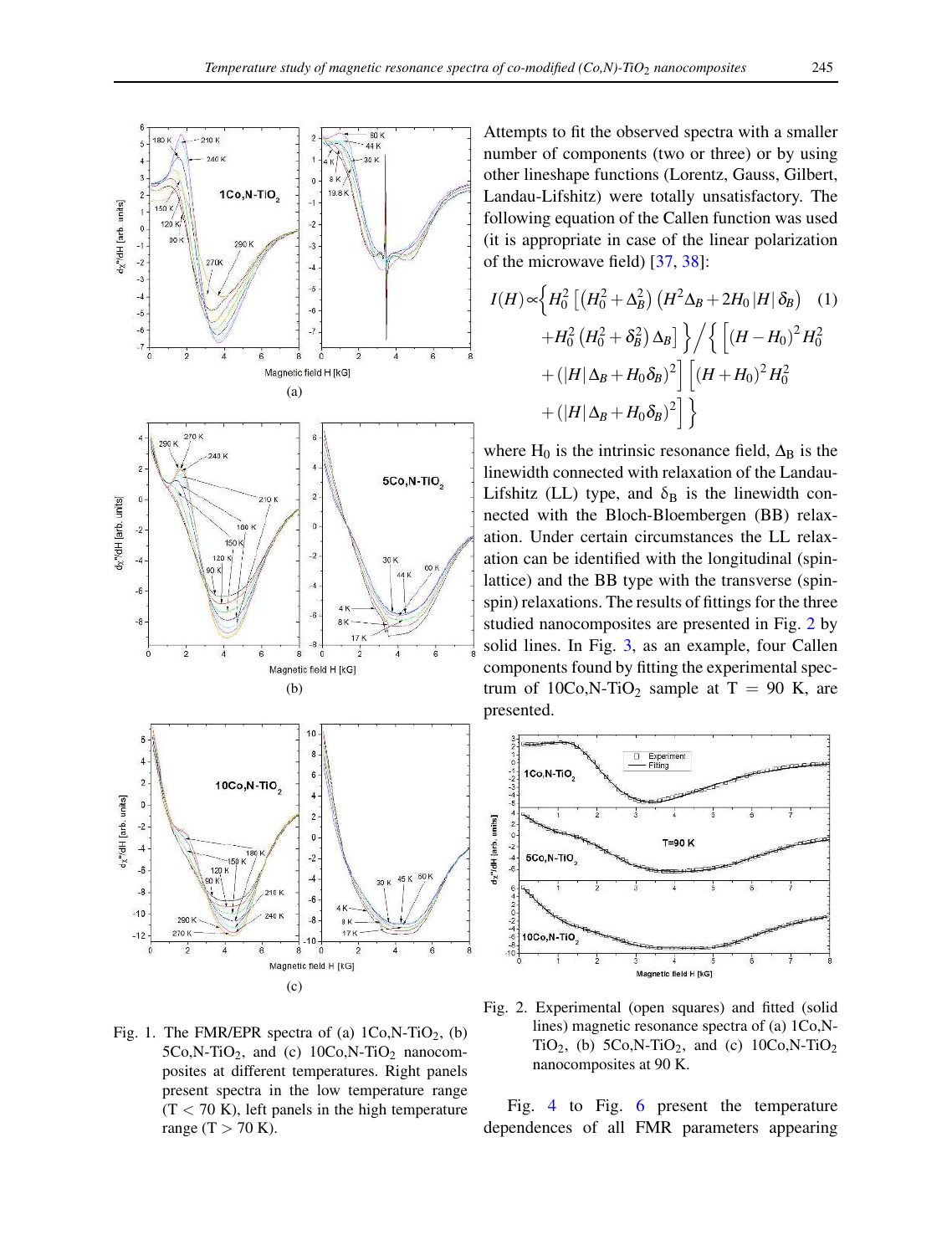Fig. 1. The FMR/EPR spectra of (a) 1Co,N-$TiO_2$, (b) 5Co,N-$TiO_2$, and (c) 10Co,N-$TiO_2$ nanocomposites at different temperatures. Right panels present spectra in the low temperature range (T < 70 K), left panels in the high temperature range (T > 70 K).

Attempts to fit the observed spectra with a smaller number of components (two or three) or by using other lineshape functions (Lorentz, Gauss, Gilbert, Landau-Lifshitz) were totally unsatisfactory. The following equation of the Callen function was used (it is appropriate in case of the linear polarization of the microwave field) [37, 38]:

$$I(H) \propto \Big\{ H_0^2 \left[ \left(H_0^2 + \Delta_B^2\right) \left(H^2 \Delta_B + 2H_0 |H| \delta_B\right) + H_0^2 \left(H_0^2 + \delta_B^2\right) \Delta_B \right] \Big\} \Big/ \Big\{ \left[ (H - H_0)^2 H_0^2 + (|H| \Delta_B + H_0 \delta_B)^2 \right] \left[ (H + H_0)^2 H_0^2 + (|H| \Delta_B + H_0 \delta_B)^2 \right] \Big\} \quad (1)$$

where $H_0$ is the intrinsic resonance field, $\Delta_B$ is the linewidth connected with relaxation of the Landau-Lifshitz (LL) type, and $\delta_B$ is the linewidth connected with the Bloch-Bloembergen (BB) relaxation. Under certain circumstances the LL relaxation can be identified with the longitudinal (spin-lattice) and the BB type with the transverse (spin-spin) relaxations. The results of fittings for the three studied nanocomposites are presented in Fig. 2 by solid lines. In Fig. 3, as an example, four Callen components found by fitting the experimental spectrum of 10Co,N-$TiO_2$ sample at T = 90 K, are presented.

Fig. 2. Experimental (open squares) and fitted (solid lines) magnetic resonance spectra of (a) 1Co,N-$TiO_2$, (b) 5Co,N-$TiO_2$, and (c) 10Co,N-$TiO_2$ nanocomposites at 90 K.

Fig. 4 to Fig. 6 present the temperature dependences of all FMR parameters appearing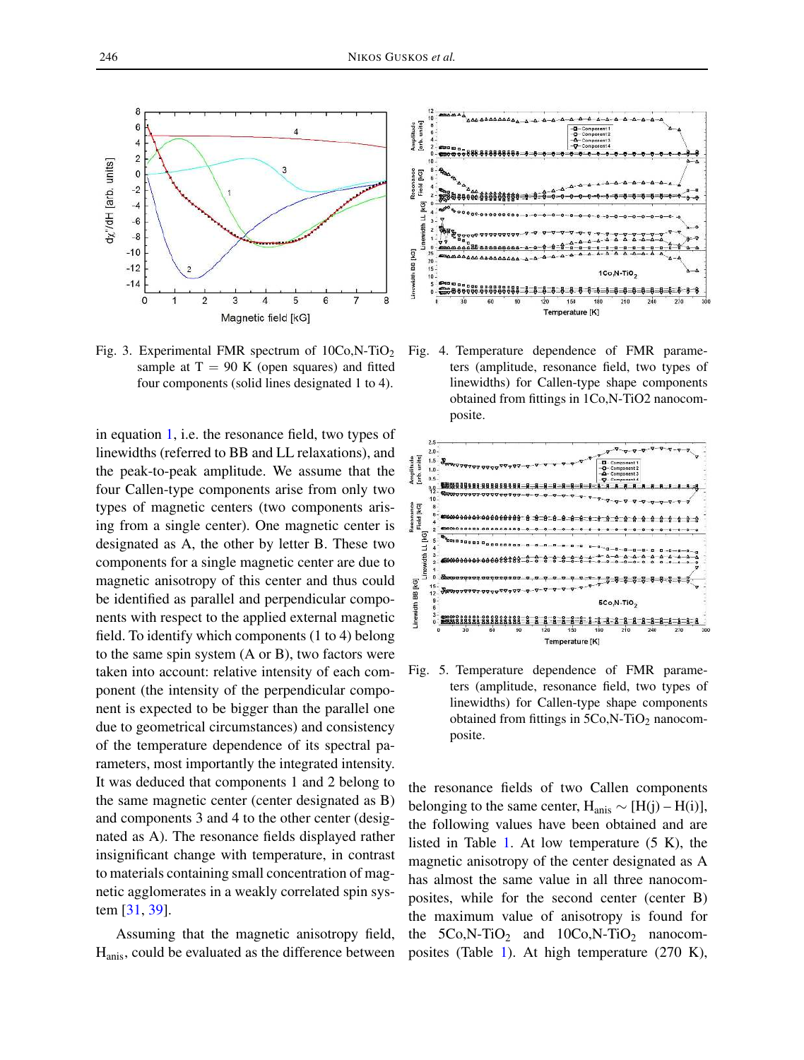Fig. 3. Experimental FMR spectrum of 10Co,N-$TiO_2$ sample at T = 90 K (open squares) and fitted four components (solid lines designated 1 to 4).

Fig. 4. Temperature dependence of FMR parameters (amplitude, resonance field, two types of linewidths) for Callen-type shape components obtained from fittings in 1Co,N-TiO2 nanocomposite.

Fig. 5. Temperature dependence of FMR parameters (amplitude, resonance field, two types of linewidths) for Callen-type shape components obtained from fittings in 5Co,N-$TiO_2$ nanocomposite.

in equation 1, i.e. the resonance field, two types of linewidths (referred to BB and LL relaxations), and the peak-to-peak amplitude. We assume that the four Callen-type components arise from only two types of magnetic centers (two components arising from a single center). One magnetic center is designated as A, the other by letter B. These two components for a single magnetic center are due to magnetic anisotropy of this center and thus could be identified as parallel and perpendicular components with respect to the applied external magnetic field. To identify which components (1 to 4) belong to the same spin system (A or B), two factors were taken into account: relative intensity of each component (the intensity of the perpendicular component is expected to be bigger than the parallel one due to geometrical circumstances) and consistency of the temperature dependence of its spectral parameters, most importantly the integrated intensity. It was deduced that components 1 and 2 belong to the same magnetic center (center designated as B) and components 3 and 4 to the other center (designated as A). The resonance fields displayed rather insignificant change with temperature, in contrast to materials containing small concentration of magnetic agglomerates in a weakly correlated spin system [31, 39].

Assuming that the magnetic anisotropy field, $H_{anis}$, could be evaluated as the difference between the resonance fields of two Callen components belonging to the same center, $H_{anis} \sim [H(j) - H(i)]$, the following values have been obtained and are listed in Table 1. At low temperature (5 K), the magnetic anisotropy of the center designated as A has almost the same value in all three nanocomposites, while for the second center (center B) the maximum value of anisotropy is found for the 5Co,N-$TiO_2$ and 10Co,N-$TiO_2$ nanocomposites (Table 1). At high temperature (270 K),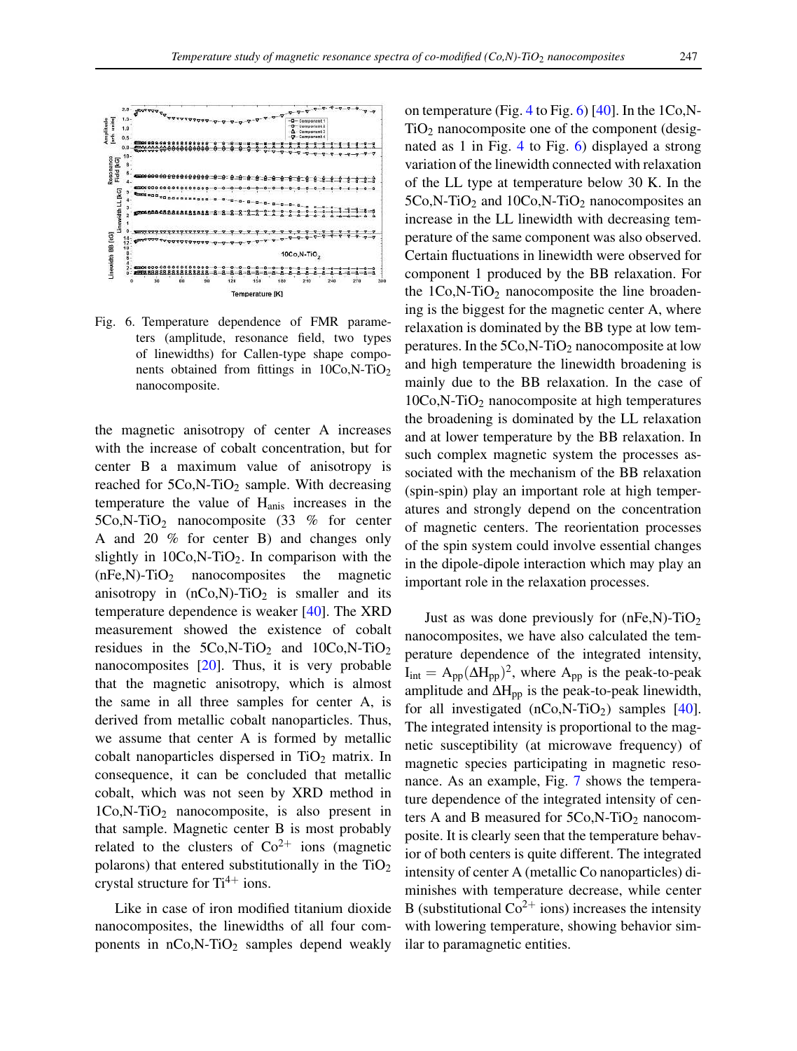Fig. 6. Temperature dependence of FMR parameters (amplitude, resonance field, two types of linewidths) for Callen-type shape components obtained from fittings in $10Co,N-TiO_2$ nanocomposite.

the magnetic anisotropy of center A increases with the increase of cobalt concentration, but for center B a maximum value of anisotropy is reached for $5Co,N-TiO_2$ sample. With decreasing temperature the value of $H_{anis}$ increases in the $5Co,N-TiO_2$ nanocomposite (33 % for center A and 20 % for center B) and changes only slightly in $10Co,N-TiO_2$. In comparison with the $(nFe,N)-TiO_2$ nanocomposites the magnetic anisotropy in $(nCo,N)-TiO_2$ is smaller and its temperature dependence is weaker [40]. The XRD measurement showed the existence of cobalt residues in the $5Co,N-TiO_2$ and $10Co,N-TiO_2$ nanocomposites [20]. Thus, it is very probable that the magnetic anisotropy, which is almost the same in all three samples for center A, is derived from metallic cobalt nanoparticles. Thus, we assume that center A is formed by metallic cobalt nanoparticles dispersed in $TiO_2$ matrix. In consequence, it can be concluded that metallic cobalt, which was not seen by XRD method in $1Co,N-TiO_2$ nanocomposite, is also present in that sample. Magnetic center B is most probably related to the clusters of $Co^{2+}$ ions (magnetic polarons) that entered substitutionally in the $TiO_2$ crystal structure for $Ti^{4+}$ ions.

Like in case of iron modified titanium dioxide nanocomposites, the linewidths of all four components in $nCo,N-TiO_2$ samples depend weakly on temperature (Fig. 4 to Fig. 6) [40]. In the $1Co,N-TiO_2$ nanocomposite one of the component (designated as 1 in Fig. 4 to Fig. 6) displayed a strong variation of the linewidth connected with relaxation of the LL type at temperature below 30 K. In the $5Co,N-TiO_2$ and $10Co,N-TiO_2$ nanocomposites an increase in the LL linewidth with decreasing temperature of the same component was also observed. Certain fluctuations in linewidth were observed for component 1 produced by the BB relaxation. For the $1Co,N-TiO_2$ nanocomposite the line broadening is the biggest for the magnetic center A, where relaxation is dominated by the BB type at low temperatures. In the $5Co,N-TiO_2$ nanocomposite at low and high temperature the linewidth broadening is mainly due to the BB relaxation. In the case of $10Co,N-TiO_2$ nanocomposite at high temperatures the broadening is dominated by the LL relaxation and at lower temperature by the BB relaxation. In such complex magnetic system the processes associated with the mechanism of the BB relaxation (spin-spin) play an important role at high temperatures and strongly depend on the concentration of magnetic centers. The reorientation processes of the spin system could involve essential changes in the dipole-dipole interaction which may play an important role in the relaxation processes.

Just as was done previously for $(nFe,N)-TiO_2$ nanocomposites, we have also calculated the temperature dependence of the integrated intensity, $I_{int} = A_{pp}(\Delta H_{pp})^2$, where $A_{pp}$ is the peak-to-peak amplitude and $\Delta H_{pp}$ is the peak-to-peak linewidth, for all investigated $(nCo,N-TiO_2)$ samples [40]. The integrated intensity is proportional to the magnetic susceptibility (at microwave frequency) of magnetic species participating in magnetic resonance. As an example, Fig. 7 shows the temperature dependence of the integrated intensity of centers A and B measured for $5Co,N-TiO_2$ nanocomposite. It is clearly seen that the temperature behavior of both centers is quite different. The integrated intensity of center A (metallic Co nanoparticles) diminishes with temperature decrease, while center B (substitutional $Co^{2+}$ ions) increases the intensity with lowering temperature, showing behavior similar to paramagnetic entities.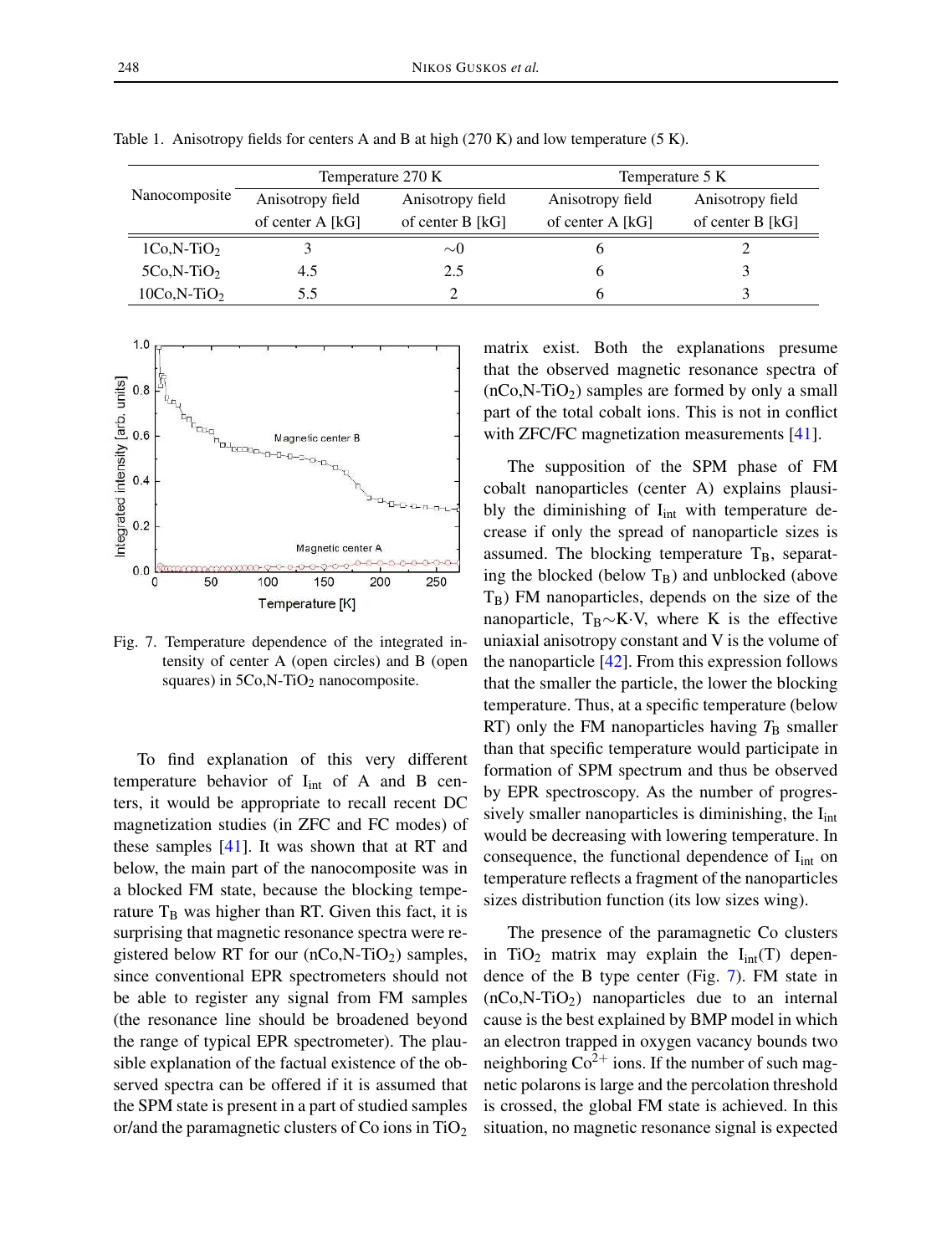Table 1. Anisotropy fields for centers A and B at high (270 K) and low temperature (5 K).

| Nanocomposite | Temperature 270 K | | Temperature 5 K | |
|---|---|---|---|---|
| | Anisotropy field of center A [kG] | Anisotropy field of center B [kG] | Anisotropy field of center A [kG] | Anisotropy field of center B [kG] |
| $1Co,N\text{-}TiO_2$ | 3 | ∼0 | 6 | 2 |
| $5Co,N\text{-}TiO_2$ | 4.5 | 2.5 | 6 | 3 |
| $10Co,N\text{-}TiO_2$ | 5.5 | 2 | 6 | 3 |

Fig. 7. Temperature dependence of the integrated intensity of center A (open circles) and B (open squares) in $5Co,N\text{-}TiO_2$ nanocomposite.

To find explanation of this very different temperature behavior of $I_{int}$ of A and B centers, it would be appropriate to recall recent DC magnetization studies (in ZFC and FC modes) of these samples [41]. It was shown that at RT and below, the main part of the nanocomposite was in a blocked FM state, because the blocking temperature $T_B$ was higher than RT. Given this fact, it is surprising that magnetic resonance spectra were registered below RT for our ($nCo,N\text{-}TiO_2$) samples, since conventional EPR spectrometers should not be able to register any signal from FM samples (the resonance line should be broadened beyond the range of typical EPR spectrometer). The plausible explanation of the factual existence of the observed spectra can be offered if it is assumed that the SPM state is present in a part of studied samples or/and the paramagnetic clusters of Co ions in $TiO_2$ matrix exist. Both the explanations presume that the observed magnetic resonance spectra of ($nCo,N\text{-}TiO_2$) samples are formed by only a small part of the total cobalt ions. This is not in conflict with ZFC/FC magnetization measurements [41].

The supposition of the SPM phase of FM cobalt nanoparticles (center A) explains plausibly the diminishing of $I_{int}$ with temperature decrease if only the spread of nanoparticle sizes is assumed. The blocking temperature $T_B$, separating the blocked (below $T_B$) and unblocked (above $T_B$) FM nanoparticles, depends on the size of the nanoparticle, $T_B \sim K \cdot V$, where K is the effective uniaxial anisotropy constant and V is the volume of the nanoparticle [42]. From this expression follows that the smaller the particle, the lower the blocking temperature. Thus, at a specific temperature (below RT) only the FM nanoparticles having $T_B$ smaller than that specific temperature would participate in formation of SPM spectrum and thus be observed by EPR spectroscopy. As the number of progressively smaller nanoparticles is diminishing, the $I_{int}$ would be decreasing with lowering temperature. In consequence, the functional dependence of $I_{int}$ on temperature reflects a fragment of the nanoparticles sizes distribution function (its low sizes wing).

The presence of the paramagnetic Co clusters in $TiO_2$ matrix may explain the $I_{int}(T)$ dependence of the B type center (Fig. 7). FM state in ($nCo,N\text{-}TiO_2$) nanoparticles due to an internal cause is the best explained by BMP model in which an electron trapped in oxygen vacancy bounds two neighboring $Co^{2+}$ ions. If the number of such magnetic polarons is large and the percolation threshold is crossed, the global FM state is achieved. In this situation, no magnetic resonance signal is expected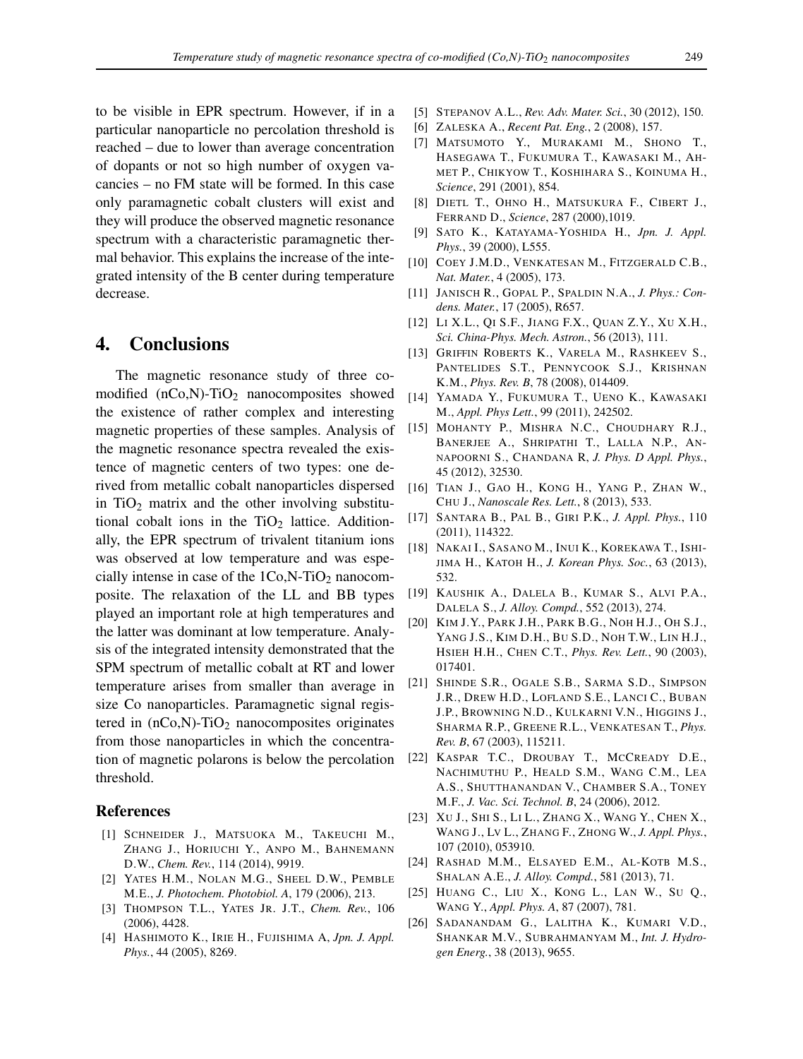to be visible in EPR spectrum. However, if in a particular nanoparticle no percolation threshold is reached – due to lower than average concentration of dopants or not so high number of oxygen vacancies – no FM state will be formed. In this case only paramagnetic cobalt clusters will exist and they will produce the observed magnetic resonance spectrum with a characteristic paramagnetic thermal behavior. This explains the increase of the integrated intensity of the B center during temperature decrease.

## 4. Conclusions

The magnetic resonance study of three co-modified (nCo,N)-$TiO_2$ nanocomposites showed the existence of rather complex and interesting magnetic properties of these samples. Analysis of the magnetic resonance spectra revealed the existence of magnetic centers of two types: one derived from metallic cobalt nanoparticles dispersed in $TiO_2$ matrix and the other involving substitutional cobalt ions in the $TiO_2$ lattice. Additionally, the EPR spectrum of trivalent titanium ions was observed at low temperature and was especially intense in case of the 1Co,N-$TiO_2$ nanocomposite. The relaxation of the LL and BB types played an important role at high temperatures and the latter was dominant at low temperature. Analysis of the integrated intensity demonstrated that the SPM spectrum of metallic cobalt at RT and lower temperature arises from smaller than average in size Co nanoparticles. Paramagnetic signal registered in (nCo,N)-$TiO_2$ nanocomposites originates from those nanoparticles in which the concentration of magnetic polarons is below the percolation threshold.

### References

[1] Schneider J., Matsuoka M., Takeuchi M., Zhang J., Horiuchi Y., Anpo M., Bahnemann D.W., *Chem. Rev.*, 114 (2014), 9919.

[2] Yates H.M., Nolan M.G., Sheel D.W., Pemble M.E., *J. Photochem. Photobiol. A*, 179 (2006), 213.

[3] Thompson T.L., Yates Jr. J.T., *Chem. Rev.*, 106 (2006), 4428.

[4] Hashimoto K., Irie H., Fujishima A, *Jpn. J. Appl. Phys.*, 44 (2005), 8269.

[5] Stepanov A.L., *Rev. Adv. Mater. Sci.*, 30 (2012), 150.

[6] Zaleska A., *Recent Pat. Eng.*, 2 (2008), 157.

[7] Matsumoto Y., Murakami M., Shono T., Hasegawa T., Fukumura T., Kawasaki M., Ahmet P., Chikyow T., Koshihara S., Koinuma H., *Science*, 291 (2001), 854.

[8] Dietl T., Ohno H., Matsukura F., Cibert J., Ferrand D., *Science*, 287 (2000),1019.

[9] Sato K., Katayama-Yoshida H., *Jpn. J. Appl. Phys.*, 39 (2000), L555.

[10] Coey J.M.D., Venkatesan M., Fitzgerald C.B., *Nat. Mater.*, 4 (2005), 173.

[11] Janisch R., Gopal P., Spaldin N.A., *J. Phys.: Condens. Mater.*, 17 (2005), R657.

[12] Li X.L., Qi S.F., Jiang F.X., Quan Z.Y., Xu X.H., *Sci. China-Phys. Mech. Astron.*, 56 (2013), 111.

[13] Griffin Roberts K., Varela M., Rashkeev S., Pantelides S.T., Pennycook S.J., Krishnan K.M., *Phys. Rev. B*, 78 (2008), 014409.

[14] Yamada Y., Fukumura T., Ueno K., Kawasaki M., *Appl. Phys Lett.*, 99 (2011), 242502.

[15] Mohanty P., Mishra N.C., Choudhary R.J., Banerjee A., Shripathi T., Lalla N.P., Annapoorni S., Chandana R, *J. Phys. D Appl. Phys.*, 45 (2012), 32530.

[16] Tian J., Gao H., Kong H., Yang P., Zhan W., Chu J., *Nanoscale Res. Lett.*, 8 (2013), 533.

[17] Santara B., Pal B., Giri P.K., *J. Appl. Phys.*, 110 (2011), 114322.

[18] Nakai I., Sasano M., Inui K., Korekawa T., Ishijima H., Katoh H., *J. Korean Phys. Soc.*, 63 (2013), 532.

[19] Kaushik A., Dalela B., Kumar S., Alvi P.A., Dalela S., *J. Alloy. Compd.*, 552 (2013), 274.

[20] Kim J.Y., Park J.H., Park B.G., Noh H.J., Oh S.J., Yang J.S., Kim D.H., Bu S.D., Noh T.W., Lin H.J., Hsieh H.H., Chen C.T., *Phys. Rev. Lett.*, 90 (2003), 017401.

[21] Shinde S.R., Ogale S.B., Sarma S.D., Simpson J.R., Drew H.D., Lofland S.E., Lanci C., Buban J.P., Browning N.D., Kulkarni V.N., Higgins J., Sharma R.P., Greene R.L., Venkatesan T., *Phys. Rev. B*, 67 (2003), 115211.

[22] Kaspar T.C., Droubay T., McCready D.E., Nachimuthu P., Heald S.M., Wang C.M., Lea A.S., Shutthanandan V., Chamber S.A., Toney M.F., *J. Vac. Sci. Technol. B*, 24 (2006), 2012.

[23] Xu J., Shi S., Li L., Zhang X., Wang Y., Chen X., Wang J., Lv L., Zhang F., Zhong W., *J. Appl. Phys.*, 107 (2010), 053910.

[24] Rashad M.M., Elsayed E.M., Al-Kotb M.S., Shalan A.E., *J. Alloy. Compd.*, 581 (2013), 71.

[25] Huang C., Liu X., Kong L., Lan W., Su Q., Wang Y., *Appl. Phys. A*, 87 (2007), 781.

[26] Sadanandam G., Lalitha K., Kumari V.D., Shankar M.V., Subrahmanyam M., *Int. J. Hydrogen Energ.*, 38 (2013), 9655.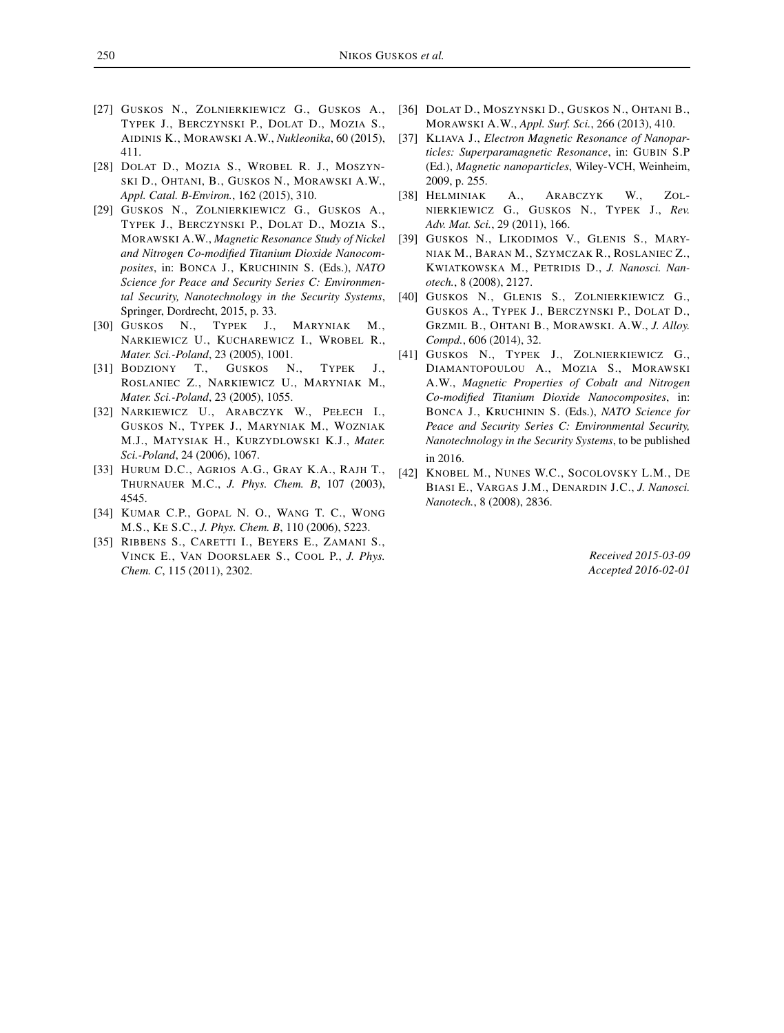[27] GUSKOS N., ZOLNIERKIEWICZ G., GUSKOS A., TYPEK J., BERCZYNSKI P., DOLAT D., MOZIA S., AIDINIS K., MORAWSKI A.W., *Nukleonika*, 60 (2015), 411.

[28] DOLAT D., MOZIA S., WROBEL R. J., MOSZYNSKI D., OHTANI, B., GUSKOS N., MORAWSKI A.W., *Appl. Catal. B-Environ.*, 162 (2015), 310.

[29] GUSKOS N., ZOLNIERKIEWICZ G., GUSKOS A., TYPEK J., BERCZYNSKI P., DOLAT D., MOZIA S., MORAWSKI A.W., *Magnetic Resonance Study of Nickel and Nitrogen Co-modified Titanium Dioxide Nanocomposites*, in: BONCA J., KRUCHININ S. (Eds.), *NATO Science for Peace and Security Series C: Environmental Security, Nanotechnology in the Security Systems*, Springer, Dordrecht, 2015, p. 33.

[30] GUSKOS N., TYPEK J., MARYNIAK M., NARKIEWICZ U., KUCHAREWICZ I., WROBEL R., *Mater. Sci.-Poland*, 23 (2005), 1001.

[31] BODZIONY T., GUSKOS N., TYPEK J., ROSLANIEC Z., NARKIEWICZ U., MARYNIAK M., *Mater. Sci.-Poland*, 23 (2005), 1055.

[32] NARKIEWICZ U., ARABCZYK W., PEŁECH I., GUSKOS N., TYPEK J., MARYNIAK M., WOZNIAK M.J., MATYSIAK H., KURZYDLOWSKI K.J., *Mater. Sci.-Poland*, 24 (2006), 1067.

[33] HURUM D.C., AGRIOS A.G., GRAY K.A., RAJH T., THURNAUER M.C., *J. Phys. Chem. B*, 107 (2003), 4545.

[34] KUMAR C.P., GOPAL N. O., WANG T. C., WONG M.S., KE S.C., *J. Phys. Chem. B*, 110 (2006), 5223.

[35] RIBBENS S., CARETTI I., BEYERS E., ZAMANI S., VINCK E., VAN DOORSLAER S., COOL P., *J. Phys. Chem. C*, 115 (2011), 2302.

[36] DOLAT D., MOSZYNSKI D., GUSKOS N., OHTANI B., MORAWSKI A.W., *Appl. Surf. Sci.*, 266 (2013), 410.

[37] KLIAVA J., *Electron Magnetic Resonance of Nanoparticles: Superparamagnetic Resonance*, in: GUBIN S.P (Ed.), *Magnetic nanoparticles*, Wiley-VCH, Weinheim, 2009, p. 255.

[38] HELMINIAK A., ARABCZYK W., ZOLNIERKIEWICZ G., GUSKOS N., TYPEK J., *Rev. Adv. Mat. Sci.*, 29 (2011), 166.

[39] GUSKOS N., LIKODIMOS V., GLENIS S., MARYNIAK M., BARAN M., SZYMCZAK R., ROSLANIEC Z., KWIATKOWSKA M., PETRIDIS D., *J. Nanosci. Nanotech.*, 8 (2008), 2127.

[40] GUSKOS N., GLENIS S., ZOLNIERKIEWICZ G., GUSKOS A., TYPEK J., BERCZYNSKI P., DOLAT D., GRZMIL B., OHTANI B., MORAWSKI. A.W., *J. Alloy. Compd.*, 606 (2014), 32.

[41] GUSKOS N., TYPEK J., ZOLNIERKIEWICZ G., DIAMANTOPOULOU A., MOZIA S., MORAWSKI A.W., *Magnetic Properties of Cobalt and Nitrogen Co-modified Titanium Dioxide Nanocomposites*, in: BONCA J., KRUCHININ S. (Eds.), *NATO Science for Peace and Security Series C: Environmental Security, Nanotechnology in the Security Systems*, to be published in 2016.

[42] KNOBEL M., NUNES W.C., SOCOLOVSKY L.M., DE BIASI E., VARGAS J.M., DENARDIN J.C., *J. Nanosci. Nanotech.*, 8 (2008), 2836.

*Received 2015-03-09*
*Accepted 2016-02-01*